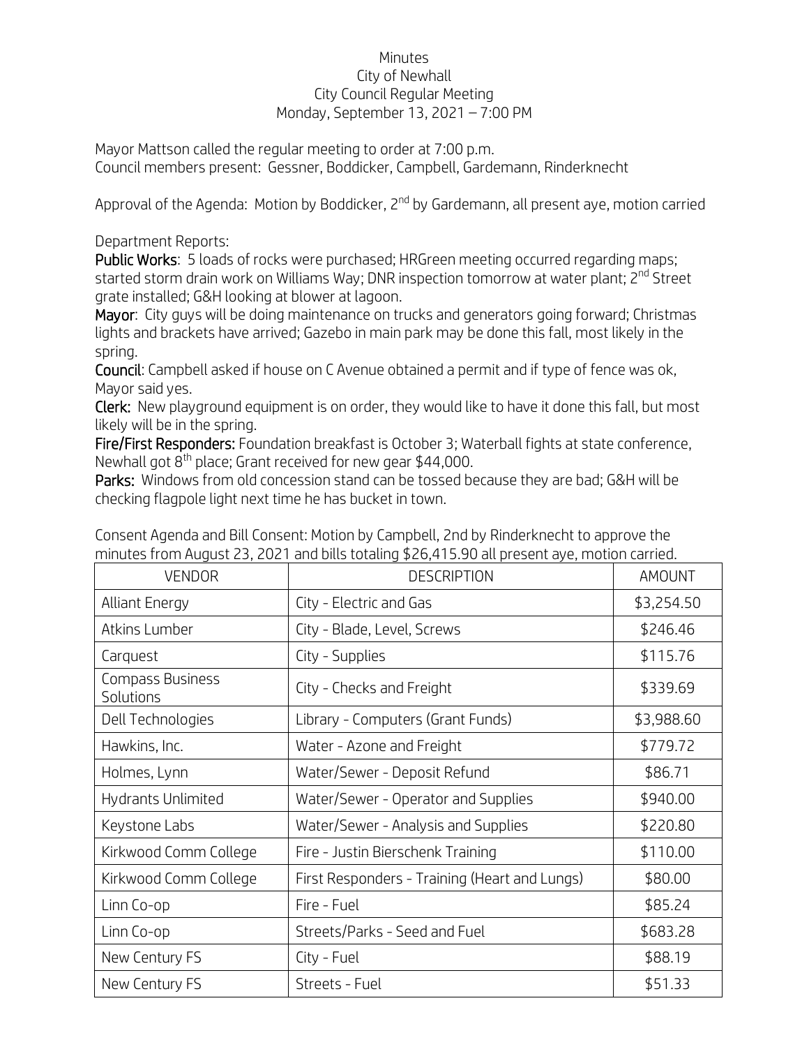Minutes
City of Newhall
City Council Regular Meeting
Monday, September 13, 2021 – 7:00 PM

Mayor Mattson called the regular meeting to order at 7:00 p.m.
Council members present: Gessner, Boddicker, Campbell, Gardemann, Rinderknecht

Approval of the Agenda: Motion by Boddicker, 2nd by Gardemann, all present aye, motion carried

Department Reports:

**Public Works**: 5 loads of rocks were purchased; HRGreen meeting occurred regarding maps; started storm drain work on Williams Way; DNR inspection tomorrow at water plant; 2nd Street grate installed; G&H looking at blower at lagoon.

**Mayor**: City guys will be doing maintenance on trucks and generators going forward; Christmas lights and brackets have arrived; Gazebo in main park may be done this fall, most likely in the spring.

**Council**: Campbell asked if house on C Avenue obtained a permit and if type of fence was ok, Mayor said yes.

**Clerk:** New playground equipment is on order, they would like to have it done this fall, but most likely will be in the spring.

**Fire/First Responders:** Foundation breakfast is October 3; Waterball fights at state conference, Newhall got 8th place; Grant received for new gear $44,000.

**Parks:** Windows from old concession stand can be tossed because they are bad; G&H will be checking flagpole light next time he has bucket in town.

Consent Agenda and Bill Consent: Motion by Campbell, 2nd by Rinderknecht to approve the minutes from August 23, 2021 and bills totaling $26,415.90 all present aye, motion carried.

| VENDOR | DESCRIPTION | AMOUNT |
|---|---|---|
| Alliant Energy | City - Electric and Gas | $3,254.50 |
| Atkins Lumber | City - Blade, Level, Screws | $246.46 |
| Carquest | City - Supplies | $115.76 |
| Compass Business Solutions | City - Checks and Freight | $339.69 |
| Dell Technologies | Library - Computers (Grant Funds) | $3,988.60 |
| Hawkins, Inc. | Water - Azone and Freight | $779.72 |
| Holmes, Lynn | Water/Sewer - Deposit Refund | $86.71 |
| Hydrants Unlimited | Water/Sewer - Operator and Supplies | $940.00 |
| Keystone Labs | Water/Sewer - Analysis and Supplies | $220.80 |
| Kirkwood Comm College | Fire - Justin Bierschenk Training | $110.00 |
| Kirkwood Comm College | First Responders - Training (Heart and Lungs) | $80.00 |
| Linn Co-op | Fire - Fuel | $85.24 |
| Linn Co-op | Streets/Parks - Seed and Fuel | $683.28 |
| New Century FS | City - Fuel | $88.19 |
| New Century FS | Streets - Fuel | $51.33 |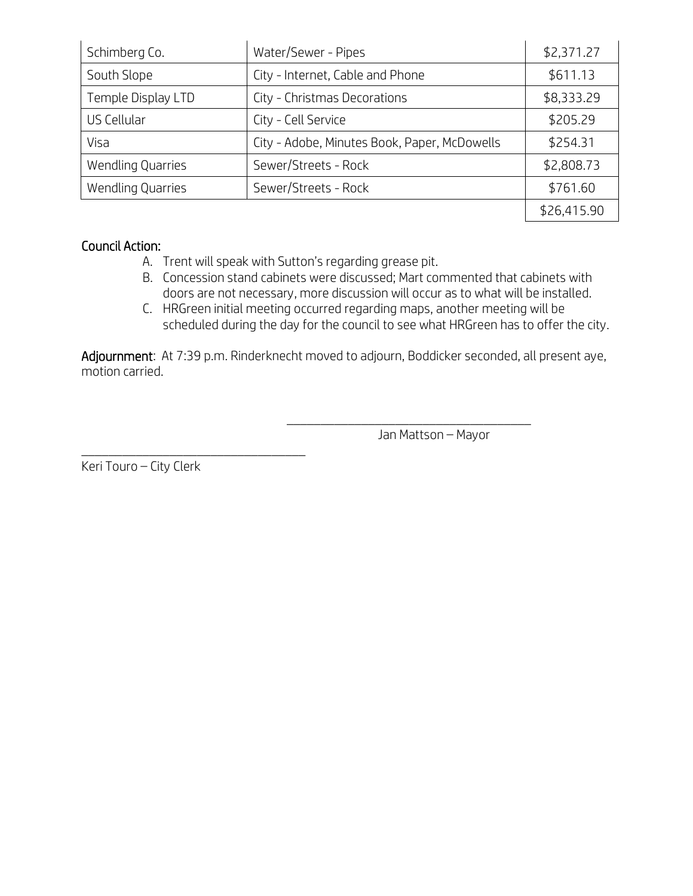| | | |
|---|---|---|
| Schimberg Co. | Water/Sewer - Pipes | \$2,371.27 |
| South Slope | City - Internet, Cable and Phone | \$611.13 |
| Temple Display LTD | City - Christmas Decorations | \$8,333.29 |
| US Cellular | City - Cell Service | \$205.29 |
| Visa | City - Adobe, Minutes Book, Paper, McDowells | \$254.31 |
| Wendling Quarries | Sewer/Streets - Rock | \$2,808.73 |
| Wendling Quarries | Sewer/Streets - Rock | \$761.60 |
| | | \$26,415.90 |

**Council Action:**

A. Trent will speak with Sutton's regarding grease pit.
B. Concession stand cabinets were discussed; Mart commented that cabinets with doors are not necessary, more discussion will occur as to what will be installed.
C. HRGreen initial meeting occurred regarding maps, another meeting will be scheduled during the day for the council to see what HRGreen has to offer the city.

**Adjournment**: At 7:39 p.m. Rinderknecht moved to adjourn, Boddicker seconded, all present aye, motion carried.

\_\_\_\_\_\_\_\_\_\_\_\_\_\_\_\_\_\_\_\_\_\_\_\_\_\_\_\_\_\_\_\_\_\_\_\_\_\_\_\_
Jan Mattson – Mayor

\_\_\_\_\_\_\_\_\_\_\_\_\_\_\_\_\_\_\_\_\_\_\_\_\_\_\_\_\_\_\_\_\_\_\_\_\_\_\_\_
Keri Touro – City Clerk